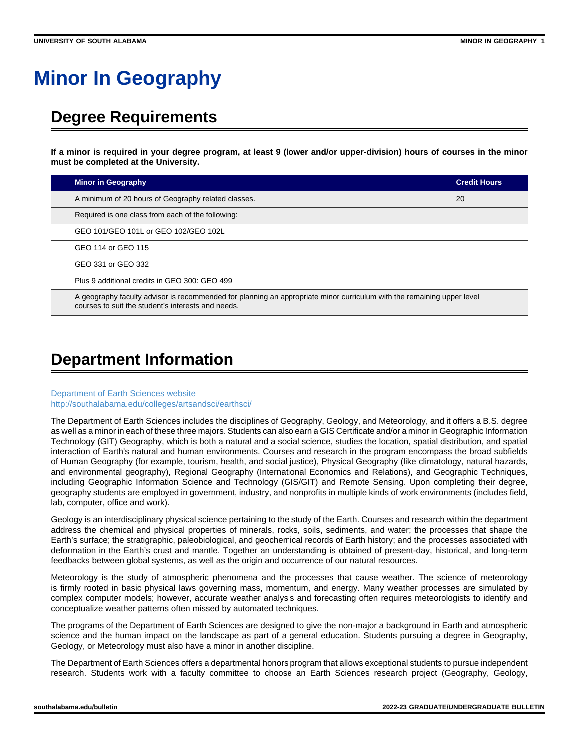# Minor In Geography

## Degree Requirements

**If a minor is required in your degree program, at least 9 (lower and/or upper-division) hours of courses in the minor must be completed at the University.**

| Minor in Geography | Credit Hours |
|---|---|
| A minimum of 20 hours of Geography related classes. | 20 |
| Required is one class from each of the following: | |
| GEO 101/GEO 101L or GEO 102/GEO 102L | |
| GEO 114 or GEO 115 | |
| GEO 331 or GEO 332 | |
| Plus 9 additional credits in GEO 300: GEO 499 | |
| A geography faculty advisor is recommended for planning an appropriate minor curriculum with the remaining upper level courses to suit the student's interests and needs. | |

## Department Information

Department of Earth Sciences website
http://southalabama.edu/colleges/artsandsci/earthsci/

The Department of Earth Sciences includes the disciplines of Geography, Geology, and Meteorology, and it offers a B.S. degree as well as a minor in each of these three majors. Students can also earn a GIS Certificate and/or a minor in Geographic Information Technology (GIT) Geography, which is both a natural and a social science, studies the location, spatial distribution, and spatial interaction of Earth's natural and human environments. Courses and research in the program encompass the broad subfields of Human Geography (for example, tourism, health, and social justice), Physical Geography (like climatology, natural hazards, and environmental geography), Regional Geography (International Economics and Relations), and Geographic Techniques, including Geographic Information Science and Technology (GIS/GIT) and Remote Sensing. Upon completing their degree, geography students are employed in government, industry, and nonprofits in multiple kinds of work environments (includes field, lab, computer, office and work).

Geology is an interdisciplinary physical science pertaining to the study of the Earth. Courses and research within the department address the chemical and physical properties of minerals, rocks, soils, sediments, and water; the processes that shape the Earth's surface; the stratigraphic, paleobiological, and geochemical records of Earth history; and the processes associated with deformation in the Earth's crust and mantle. Together an understanding is obtained of present-day, historical, and long-term feedbacks between global systems, as well as the origin and occurrence of our natural resources.

Meteorology is the study of atmospheric phenomena and the processes that cause weather. The science of meteorology is firmly rooted in basic physical laws governing mass, momentum, and energy. Many weather processes are simulated by complex computer models; however, accurate weather analysis and forecasting often requires meteorologists to identify and conceptualize weather patterns often missed by automated techniques.

The programs of the Department of Earth Sciences are designed to give the non-major a background in Earth and atmospheric science and the human impact on the landscape as part of a general education. Students pursuing a degree in Geography, Geology, or Meteorology must also have a minor in another discipline.

The Department of Earth Sciences offers a departmental honors program that allows exceptional students to pursue independent research. Students work with a faculty committee to choose an Earth Sciences research project (Geography, Geology,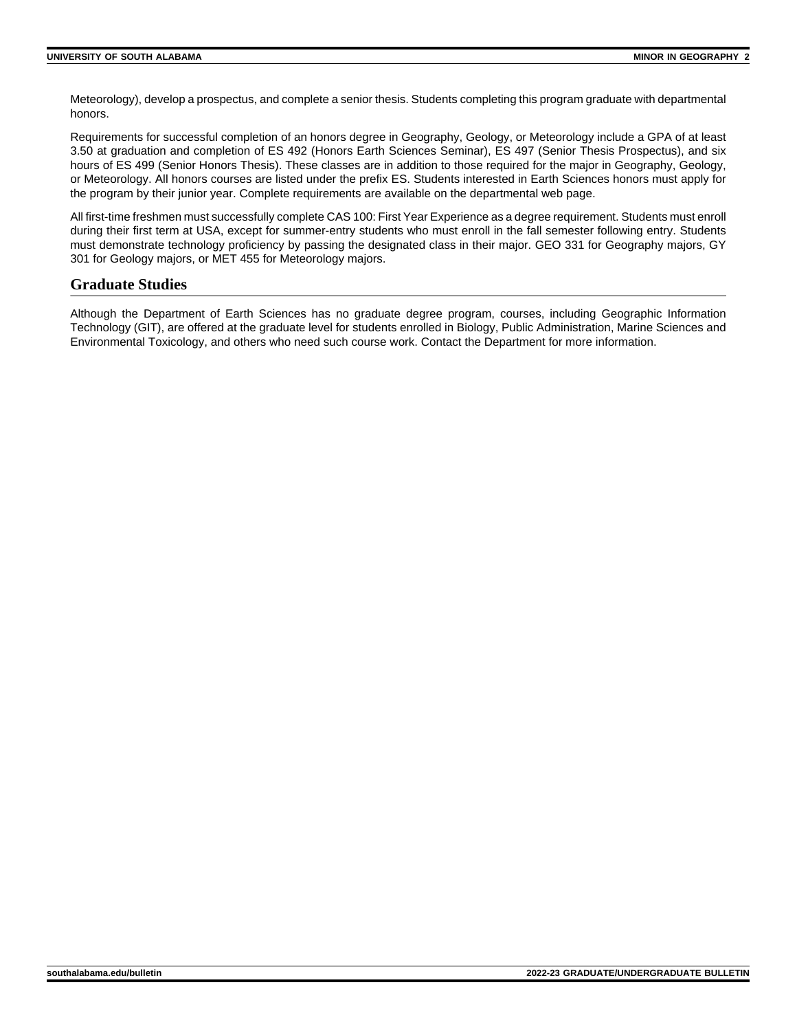Meteorology), develop a prospectus, and complete a senior thesis. Students completing this program graduate with departmental honors.

Requirements for successful completion of an honors degree in Geography, Geology, or Meteorology include a GPA of at least 3.50 at graduation and completion of ES 492 (Honors Earth Sciences Seminar), ES 497 (Senior Thesis Prospectus), and six hours of ES 499 (Senior Honors Thesis). These classes are in addition to those required for the major in Geography, Geology, or Meteorology. All honors courses are listed under the prefix ES. Students interested in Earth Sciences honors must apply for the program by their junior year. Complete requirements are available on the departmental web page.

All first-time freshmen must successfully complete CAS 100: First Year Experience as a degree requirement. Students must enroll during their first term at USA, except for summer-entry students who must enroll in the fall semester following entry. Students must demonstrate technology proficiency by passing the designated class in their major. GEO 331 for Geography majors, GY 301 for Geology majors, or MET 455 for Meteorology majors.

## Graduate Studies

Although the Department of Earth Sciences has no graduate degree program, courses, including Geographic Information Technology (GIT), are offered at the graduate level for students enrolled in Biology, Public Administration, Marine Sciences and Environmental Toxicology, and others who need such course work. Contact the Department for more information.